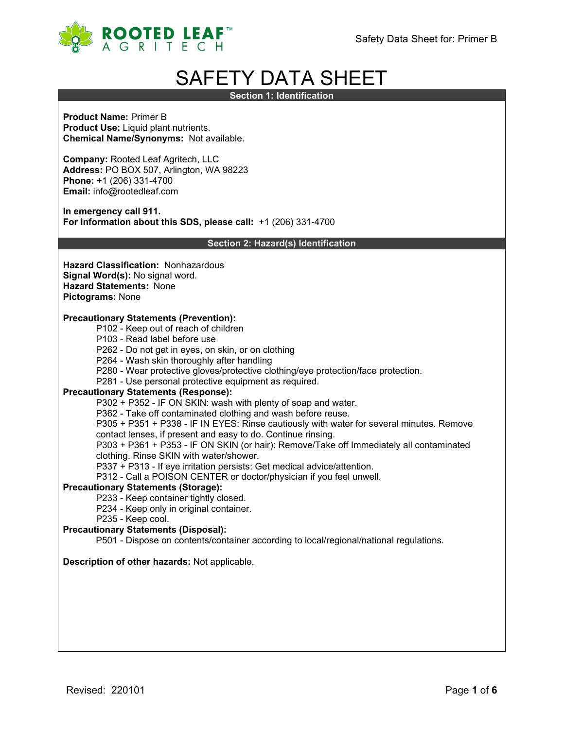# SAFETY DATA SHEET

## Section 1: Identification

**Product Name:** Primer B
**Product Use:** Liquid plant nutrients.
**Chemical Name/Synonyms:** Not available.

**Company:** Rooted Leaf Agritech, LLC
**Address:** PO BOX 507, Arlington, WA 98223
**Phone:** +1 (206) 331-4700
**Email:** info@rootedleaf.com

**In emergency call 911.**
**For information about this SDS, please call:** +1 (206) 331-4700

## Section 2: Hazard(s) Identification

**Hazard Classification:** Nonhazardous
**Signal Word(s):** No signal word.
**Hazard Statements:** None
**Pictograms:** None

**Precautionary Statements (Prevention):**

- P102 - Keep out of reach of children
- P103 - Read label before use
- P262 - Do not get in eyes, on skin, or on clothing
- P264 - Wash skin thoroughly after handling
- P280 - Wear protective gloves/protective clothing/eye protection/face protection.
- P281 - Use personal protective equipment as required.

**Precautionary Statements (Response):**

- P302 + P352 - IF ON SKIN: wash with plenty of soap and water.
- P362 - Take off contaminated clothing and wash before reuse.
- P305 + P351 + P338 - IF IN EYES: Rinse cautiously with water for several minutes. Remove contact lenses, if present and easy to do. Continue rinsing.
- P303 + P361 + P353 - IF ON SKIN (or hair): Remove/Take off Immediately all contaminated clothing. Rinse SKIN with water/shower.
- P337 + P313 - If eye irritation persists: Get medical advice/attention.
- P312 - Call a POISON CENTER or doctor/physician if you feel unwell.

**Precautionary Statements (Storage):**

- P233 - Keep container tightly closed.
- P234 - Keep only in original container.
- P235 - Keep cool.

**Precautionary Statements (Disposal):**

- P501 - Dispose on contents/container according to local/regional/national regulations.

**Description of other hazards:** Not applicable.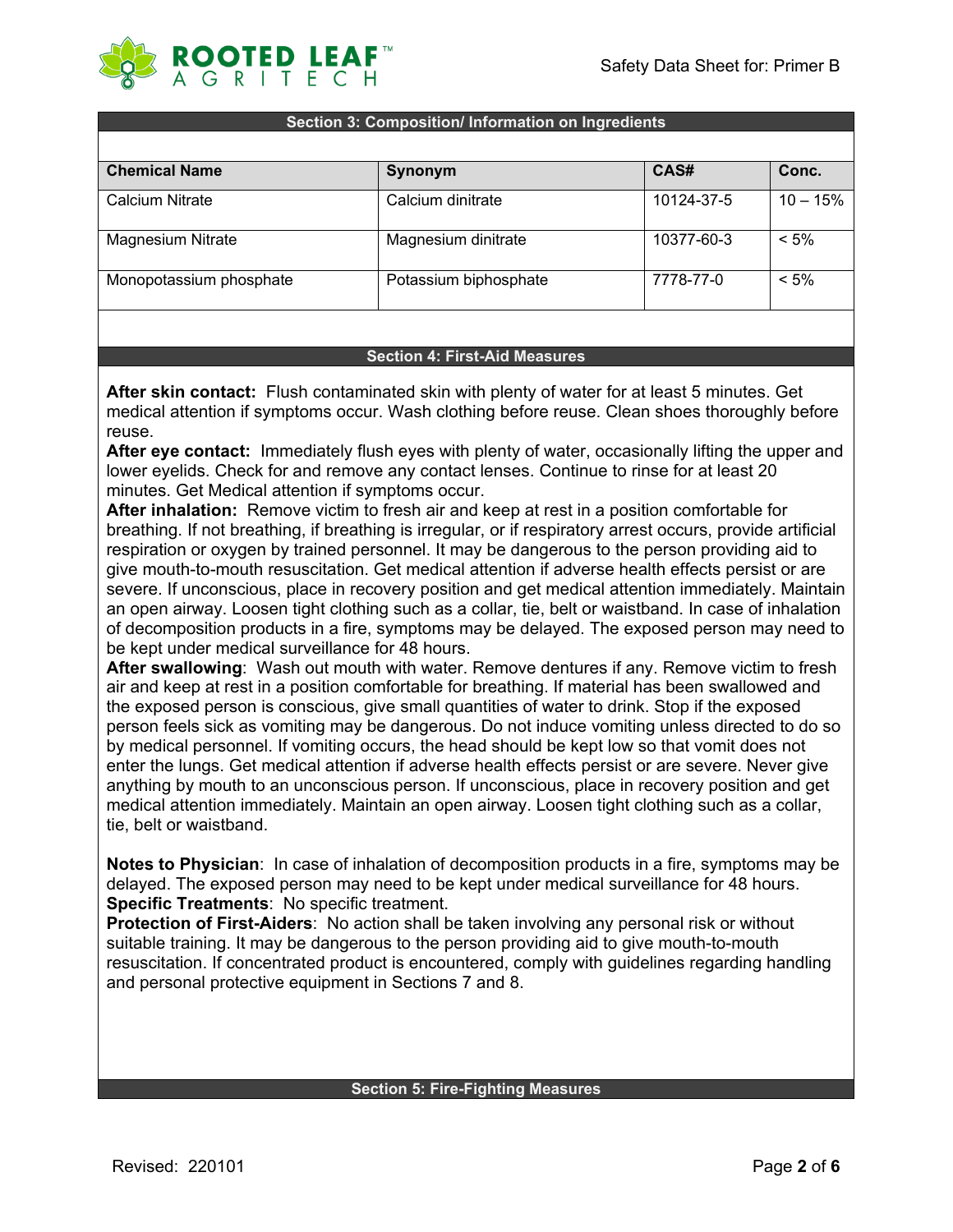## Section 3: Composition/ Information on Ingredients

| Chemical Name | Synonym | CAS# | Conc. |
|---|---|---|---|
| Calcium Nitrate | Calcium dinitrate | 10124-37-5 | 10 – 15% |
| Magnesium Nitrate | Magnesium dinitrate | 10377-60-3 | < 5% |
| Monopotassium phosphate | Potassium biphosphate | 7778-77-0 | < 5% |

## Section 4: First-Aid Measures

**After skin contact:** Flush contaminated skin with plenty of water for at least 5 minutes. Get medical attention if symptoms occur. Wash clothing before reuse. Clean shoes thoroughly before reuse.

**After eye contact:** Immediately flush eyes with plenty of water, occasionally lifting the upper and lower eyelids. Check for and remove any contact lenses. Continue to rinse for at least 20 minutes. Get Medical attention if symptoms occur.

**After inhalation:** Remove victim to fresh air and keep at rest in a position comfortable for breathing. If not breathing, if breathing is irregular, or if respiratory arrest occurs, provide artificial respiration or oxygen by trained personnel. It may be dangerous to the person providing aid to give mouth-to-mouth resuscitation. Get medical attention if adverse health effects persist or are severe. If unconscious, place in recovery position and get medical attention immediately. Maintain an open airway. Loosen tight clothing such as a collar, tie, belt or waistband. In case of inhalation of decomposition products in a fire, symptoms may be delayed. The exposed person may need to be kept under medical surveillance for 48 hours.

**After swallowing**: Wash out mouth with water. Remove dentures if any. Remove victim to fresh air and keep at rest in a position comfortable for breathing. If material has been swallowed and the exposed person is conscious, give small quantities of water to drink. Stop if the exposed person feels sick as vomiting may be dangerous. Do not induce vomiting unless directed to do so by medical personnel. If vomiting occurs, the head should be kept low so that vomit does not enter the lungs. Get medical attention if adverse health effects persist or are severe. Never give anything by mouth to an unconscious person. If unconscious, place in recovery position and get medical attention immediately. Maintain an open airway. Loosen tight clothing such as a collar, tie, belt or waistband.

**Notes to Physician**: In case of inhalation of decomposition products in a fire, symptoms may be delayed. The exposed person may need to be kept under medical surveillance for 48 hours.

**Specific Treatments**: No specific treatment.

**Protection of First-Aiders**: No action shall be taken involving any personal risk or without suitable training. It may be dangerous to the person providing aid to give mouth-to-mouth resuscitation. If concentrated product is encountered, comply with guidelines regarding handling and personal protective equipment in Sections 7 and 8.

## Section 5: Fire-Fighting Measures

Revised: 220101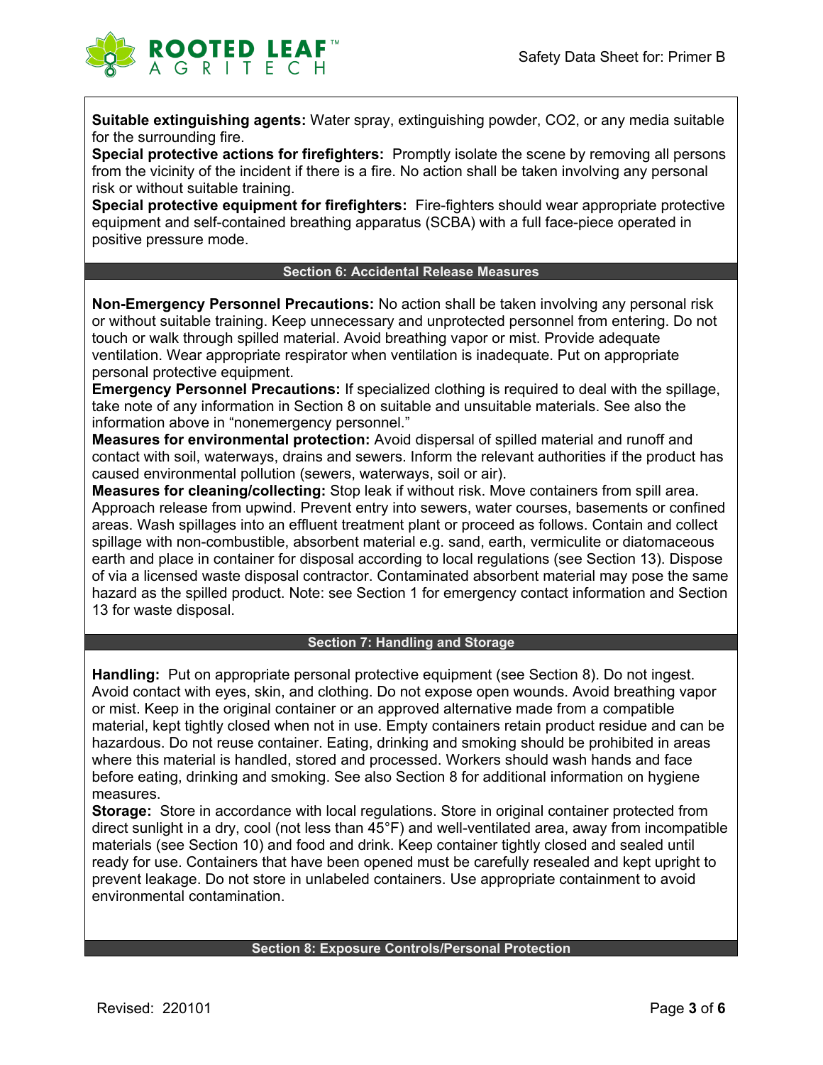**Suitable extinguishing agents:** Water spray, extinguishing powder, $CO_2$, or any media suitable for the surrounding fire.
**Special protective actions for firefighters:** Promptly isolate the scene by removing all persons from the vicinity of the incident if there is a fire. No action shall be taken involving any personal risk or without suitable training.
**Special protective equipment for firefighters:** Fire-fighters should wear appropriate protective equipment and self-contained breathing apparatus (SCBA) with a full face-piece operated in positive pressure mode.

## Section 6: Accidental Release Measures

**Non-Emergency Personnel Precautions:** No action shall be taken involving any personal risk or without suitable training. Keep unnecessary and unprotected personnel from entering. Do not touch or walk through spilled material. Avoid breathing vapor or mist. Provide adequate ventilation. Wear appropriate respirator when ventilation is inadequate. Put on appropriate personal protective equipment.
**Emergency Personnel Precautions:** If specialized clothing is required to deal with the spillage, take note of any information in Section 8 on suitable and unsuitable materials. See also the information above in "nonemergency personnel."
**Measures for environmental protection:** Avoid dispersal of spilled material and runoff and contact with soil, waterways, drains and sewers. Inform the relevant authorities if the product has caused environmental pollution (sewers, waterways, soil or air).
**Measures for cleaning/collecting:** Stop leak if without risk. Move containers from spill area. Approach release from upwind. Prevent entry into sewers, water courses, basements or confined areas. Wash spillages into an effluent treatment plant or proceed as follows. Contain and collect spillage with non-combustible, absorbent material e.g. sand, earth, vermiculite or diatomaceous earth and place in container for disposal according to local regulations (see Section 13). Dispose of via a licensed waste disposal contractor. Contaminated absorbent material may pose the same hazard as the spilled product. Note: see Section 1 for emergency contact information and Section 13 for waste disposal.

## Section 7: Handling and Storage

**Handling:** Put on appropriate personal protective equipment (see Section 8). Do not ingest. Avoid contact with eyes, skin, and clothing. Do not expose open wounds. Avoid breathing vapor or mist. Keep in the original container or an approved alternative made from a compatible material, kept tightly closed when not in use. Empty containers retain product residue and can be hazardous. Do not reuse container. Eating, drinking and smoking should be prohibited in areas where this material is handled, stored and processed. Workers should wash hands and face before eating, drinking and smoking. See also Section 8 for additional information on hygiene measures.
**Storage:** Store in accordance with local regulations. Store in original container protected from direct sunlight in a dry, cool (not less than 45°F) and well-ventilated area, away from incompatible materials (see Section 10) and food and drink. Keep container tightly closed and sealed until ready for use. Containers that have been opened must be carefully resealed and kept upright to prevent leakage. Do not store in unlabeled containers. Use appropriate containment to avoid environmental contamination.

## Section 8: Exposure Controls/Personal Protection

Revised: 220101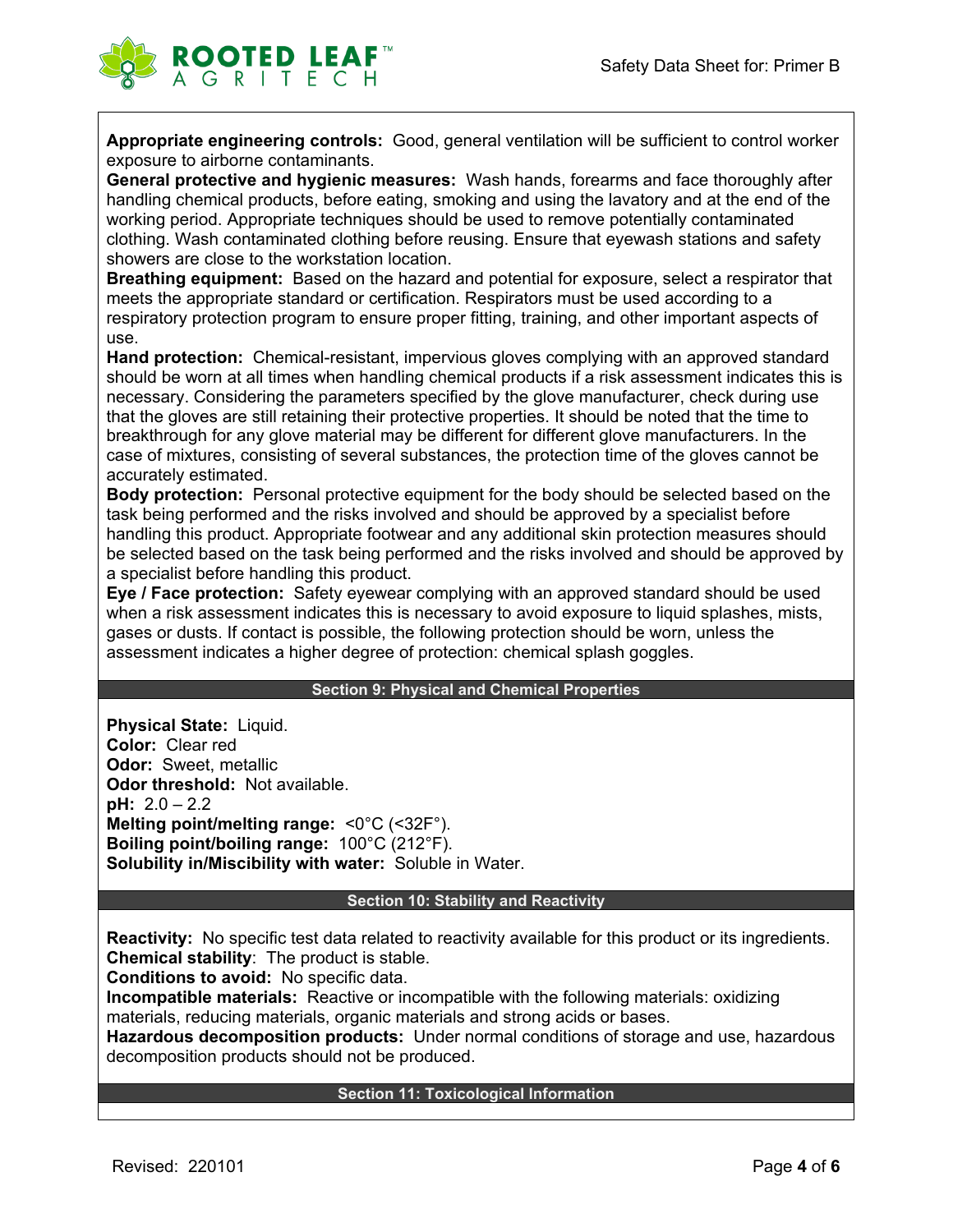**Appropriate engineering controls:** Good, general ventilation will be sufficient to control worker exposure to airborne contaminants.
**General protective and hygienic measures:** Wash hands, forearms and face thoroughly after handling chemical products, before eating, smoking and using the lavatory and at the end of the working period. Appropriate techniques should be used to remove potentially contaminated clothing. Wash contaminated clothing before reusing. Ensure that eyewash stations and safety showers are close to the workstation location.
**Breathing equipment:** Based on the hazard and potential for exposure, select a respirator that meets the appropriate standard or certification. Respirators must be used according to a respiratory protection program to ensure proper fitting, training, and other important aspects of use.
**Hand protection:** Chemical-resistant, impervious gloves complying with an approved standard should be worn at all times when handling chemical products if a risk assessment indicates this is necessary. Considering the parameters specified by the glove manufacturer, check during use that the gloves are still retaining their protective properties. It should be noted that the time to breakthrough for any glove material may be different for different glove manufacturers. In the case of mixtures, consisting of several substances, the protection time of the gloves cannot be accurately estimated.
**Body protection:** Personal protective equipment for the body should be selected based on the task being performed and the risks involved and should be approved by a specialist before handling this product. Appropriate footwear and any additional skin protection measures should be selected based on the task being performed and the risks involved and should be approved by a specialist before handling this product.
**Eye / Face protection:** Safety eyewear complying with an approved standard should be used when a risk assessment indicates this is necessary to avoid exposure to liquid splashes, mists, gases or dusts. If contact is possible, the following protection should be worn, unless the assessment indicates a higher degree of protection: chemical splash goggles.

## Section 9: Physical and Chemical Properties

**Physical State:** Liquid.
**Color:** Clear red
**Odor:** Sweet, metallic
**Odor threshold:** Not available.
**pH:** 2.0 – 2.2
**Melting point/melting range:** <0°C (<32F°).
**Boiling point/boiling range:** 100°C (212°F).
**Solubility in/Miscibility with water:** Soluble in Water.

## Section 10: Stability and Reactivity

**Reactivity:** No specific test data related to reactivity available for this product or its ingredients.
**Chemical stability**: The product is stable.
**Conditions to avoid:** No specific data.
**Incompatible materials:** Reactive or incompatible with the following materials: oxidizing materials, reducing materials, organic materials and strong acids or bases.
**Hazardous decomposition products:** Under normal conditions of storage and use, hazardous decomposition products should not be produced.

## Section 11: Toxicological Information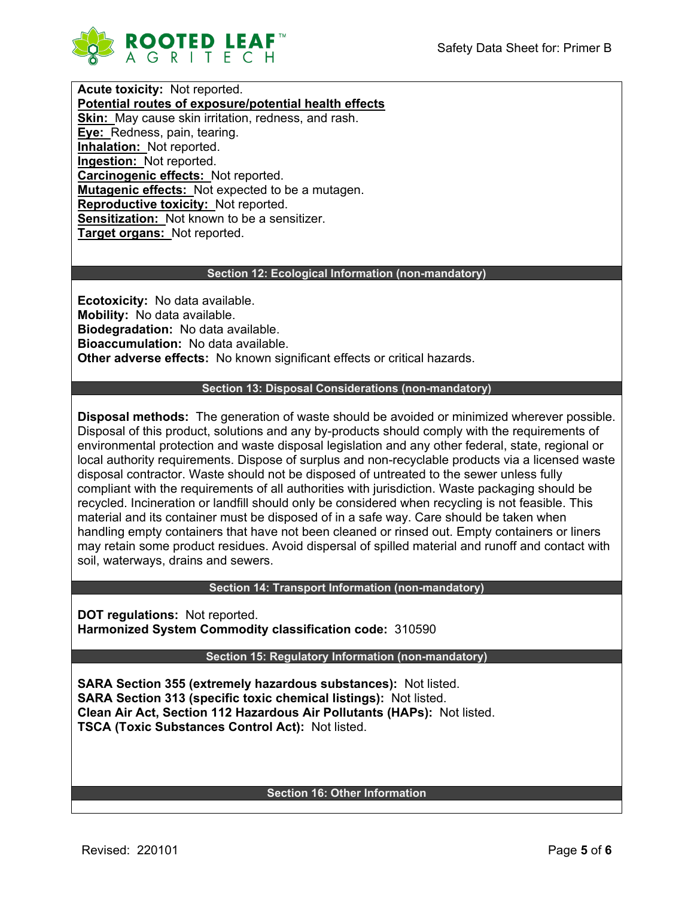**Acute toxicity:** Not reported.

**Potential routes of exposure/potential health effects**

**Skin:** May cause skin irritation, redness, and rash.
**Eye:** Redness, pain, tearing.
**Inhalation:** Not reported.
**Ingestion:** Not reported.
**Carcinogenic effects:** Not reported.
**Mutagenic effects:** Not expected to be a mutagen.
**Reproductive toxicity:** Not reported.
**Sensitization:** Not known to be a sensitizer.
**Target organs:** Not reported.

## Section 12: Ecological Information (non-mandatory)

**Ecotoxicity:** No data available.
**Mobility:** No data available.
**Biodegradation:** No data available.
**Bioaccumulation:** No data available.
**Other adverse effects:** No known significant effects or critical hazards.

## Section 13: Disposal Considerations (non-mandatory)

**Disposal methods:** The generation of waste should be avoided or minimized wherever possible. Disposal of this product, solutions and any by-products should comply with the requirements of environmental protection and waste disposal legislation and any other federal, state, regional or local authority requirements. Dispose of surplus and non-recyclable products via a licensed waste disposal contractor. Waste should not be disposed of untreated to the sewer unless fully compliant with the requirements of all authorities with jurisdiction. Waste packaging should be recycled. Incineration or landfill should only be considered when recycling is not feasible. This material and its container must be disposed of in a safe way. Care should be taken when handling empty containers that have not been cleaned or rinsed out. Empty containers or liners may retain some product residues. Avoid dispersal of spilled material and runoff and contact with soil, waterways, drains and sewers.

## Section 14: Transport Information (non-mandatory)

**DOT regulations:** Not reported.
**Harmonized System Commodity classification code:** 310590

## Section 15: Regulatory Information (non-mandatory)

**SARA Section 355 (extremely hazardous substances):** Not listed.
**SARA Section 313 (specific toxic chemical listings):** Not listed.
**Clean Air Act, Section 112 Hazardous Air Pollutants (HAPs):** Not listed.
**TSCA (Toxic Substances Control Act):** Not listed.

## Section 16: Other Information

Revised: 220101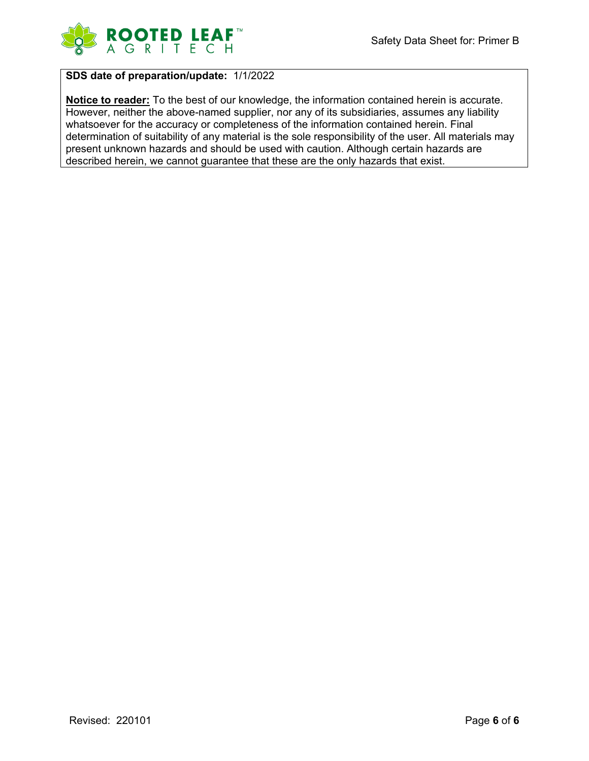**SDS date of preparation/update:** 1/1/2022

**Notice to reader:** To the best of our knowledge, the information contained herein is accurate. However, neither the above-named supplier, nor any of its subsidiaries, assumes any liability whatsoever for the accuracy or completeness of the information contained herein. Final determination of suitability of any material is the sole responsibility of the user. All materials may present unknown hazards and should be used with caution. Although certain hazards are described herein, we cannot guarantee that these are the only hazards that exist.